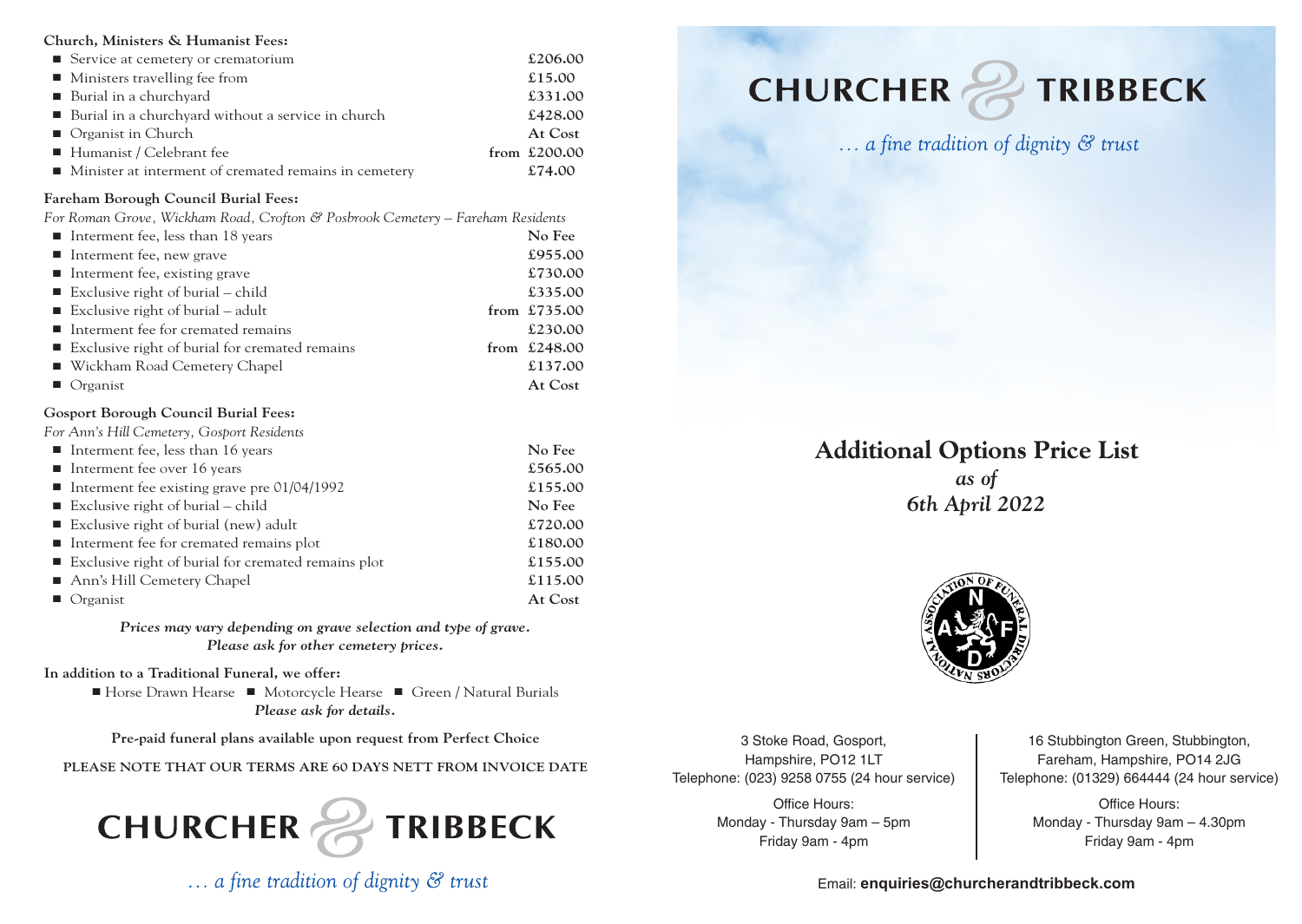**Church, Ministers & Humanist Fees:**

| | |
|---|---|
| Service at cemetery or crematorium | £206.00 |
| Ministers travelling fee from | £15.00 |
| Burial in a churchyard | £331.00 |
| Burial in a churchyard without a service in church | £428.00 |
| Organist in Church | At Cost |
| Humanist / Celebrant fee | from £200.00 |
| Minister at interment of cremated remains in cemetery | £74.00 |

**Fareham Borough Council Burial Fees:**

*For Roman Grove, Wickham Road, Crofton & Posbrook Cemetery – Fareham Residents*

| | |
|---|---|
| Interment fee, less than 18 years | No Fee |
| Interment fee, new grave | £955.00 |
| Interment fee, existing grave | £730.00 |
| Exclusive right of burial – child | £335.00 |
| Exclusive right of burial – adult | from £735.00 |
| Interment fee for cremated remains | £230.00 |
| Exclusive right of burial for cremated remains | from £248.00 |
| Wickham Road Cemetery Chapel | £137.00 |
| Organist | At Cost |

**Gosport Borough Council Burial Fees:**

*For Ann's Hill Cemetery, Gosport Residents*

| | |
|---|---|
| Interment fee, less than 16 years | No Fee |
| Interment fee over 16 years | £565.00 |
| Interment fee existing grave pre 01/04/1992 | £155.00 |
| Exclusive right of burial – child | No Fee |
| Exclusive right of burial (new) adult | £720.00 |
| Interment fee for cremated remains plot | £180.00 |
| Exclusive right of burial for cremated remains plot | £155.00 |
| Ann's Hill Cemetery Chapel | £115.00 |
| Organist | At Cost |

***Prices may vary depending on grave selection and type of grave. Please ask for other cemetery prices.***

**In addition to a Traditional Funeral, we offer:**

- Horse Drawn Hearse
- Motorcycle Hearse
- Green / Natural Burials

***Please ask for details.***

**Pre-paid funeral plans available upon request from Perfect Choice**

**PLEASE NOTE THAT OUR TERMS ARE 60 DAYS NETT FROM INVOICE DATE**

**CHURCHER & TRIBBECK**

*… a fine tradition of dignity & trust*

# CHURCHER & TRIBBECK

*… a fine tradition of dignity & trust*

## Additional Options Price List

***as of 6th April 2022***

National Association of Funeral Directors

3 Stoke Road, Gosport,
Hampshire, PO12 1LT
Telephone: (023) 9258 0755 (24 hour service)

Office Hours:
Monday - Thursday 9am – 5pm
Friday 9am - 4pm

16 Stubbington Green, Stubbington,
Fareham, Hampshire, PO14 2JG
Telephone: (01329) 664444 (24 hour service)

Office Hours:
Monday - Thursday 9am – 4.30pm
Friday 9am - 4pm

Email: **enquiries@churcherandtribbeck.com**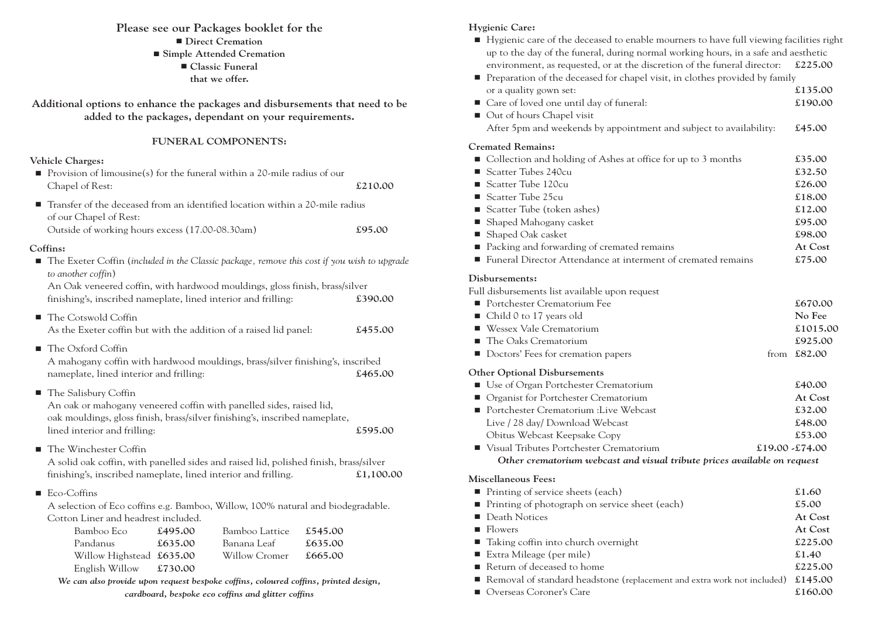**Please see our Packages booklet for the**

- **Direct Cremation**
- **Simple Attended Cremation**
- **Classic Funeral**

**that we offer.**

**Additional options to enhance the packages and disbursements that need to be added to the packages, dependant on your requirements.**

## FUNERAL COMPONENTS:

### Vehicle Charges:

- Provision of limousine(s) for the funeral within a 20-mile radius of our Chapel of Rest: **£210.00**
- Transfer of the deceased from an identified location within a 20-mile radius of our Chapel of Rest:
  Outside of working hours excess (17.00-08.30am) **£95.00**

### Coffins:

- The Exeter Coffin (*included in the Classic package, remove this cost if you wish to upgrade to another coffin*)
  An Oak veneered coffin, with hardwood mouldings, gloss finish, brass/silver finishing's, inscribed nameplate, lined interior and frilling: **£390.00**
- The Cotswold Coffin
  As the Exeter coffin but with the addition of a raised lid panel: **£455.00**
- The Oxford Coffin
  A mahogany coffin with hardwood mouldings, brass/silver finishing's, inscribed nameplate, lined interior and frilling: **£465.00**
- The Salisbury Coffin
  An oak or mahogany veneered coffin with panelled sides, raised lid, oak mouldings, gloss finish, brass/silver finishing's, inscribed nameplate, lined interior and frilling: **£595.00**
- The Winchester Coffin
  A solid oak coffin, with panelled sides and raised lid, polished finish, brass/silver finishing's, inscribed nameplate, lined interior and frilling. **£1,100.00**
- Eco-Coffins
  A selection of Eco coffins e.g. Bamboo, Willow, 100% natural and biodegradable. Cotton Liner and headrest included.

| | | | |
|---|---|---|---|
| Bamboo Eco | **£495.00** | Bamboo Lattice | **£545.00** |
| Pandanus | **£635.00** | Banana Leaf | **£635.00** |
| Willow Highstead | **£635.00** | Willow Cromer | **£665.00** |
| English Willow | **£730.00** | | |

***We can also provide upon request bespoke coffins, coloured coffins, printed design, cardboard, bespoke eco coffins and glitter coffins***

### Hygienic Care:

- Hygienic care of the deceased to enable mourners to have full viewing facilities right up to the day of the funeral, during normal working hours, in a safe and aesthetic environment, as requested, or at the discretion of the funeral director: **£225.00**
- Preparation of the deceased for chapel visit, in clothes provided by family or a quality gown set: **£135.00**
- Care of loved one until day of funeral: **£190.00**
- Out of hours Chapel visit
  After 5pm and weekends by appointment and subject to availability: **£45.00**

### Cremated Remains:

- Collection and holding of Ashes at office for up to 3 months **£35.00**
- Scatter Tubes 240cu **£32.50**
- Scatter Tube 120cu **£26.00**
- Scatter Tube 25cu **£18.00**
- Scatter Tube (token ashes) **£12.00**
- Shaped Mahogany casket **£95.00**
- Shaped Oak casket **£98.00**
- Packing and forwarding of cremated remains **At Cost**
- Funeral Director Attendance at interment of cremated remains **£75.00**

### Disbursements:

Full disbursements list available upon request

- Portchester Crematorium Fee **£670.00**
- Child 0 to 17 years old **No Fee**
- Wessex Vale Crematorium **£1015.00**
- The Oaks Crematorium **£925.00**
- Doctors' Fees for cremation papers from **£82.00**

### Other Optional Disbursements

- Use of Organ Portchester Crematorium **£40.00**
- Organist for Portchester Crematorium **At Cost**
- Portchester Crematorium :Live Webcast **£32.00**
  Live / 28 day/ Download Webcast **£48.00**
  Obitus Webcast Keepsake Copy **£53.00**
- Visual Tributes Portchester Crematorium **£19.00 -£74.00**

***Other crematorium webcast and visual tribute prices available on request***

### Miscellaneous Fees:

- Printing of service sheets (each) **£1.60**
- Printing of photograph on service sheet (each) **£5.00**
- Death Notices **At Cost**
- Flowers **At Cost**
- Taking coffin into church overnight **£225.00**
- Extra Mileage (per mile) **£1.40**
- Return of deceased to home **£225.00**
- Removal of standard headstone (replacement and extra work not included) **£145.00**
- Overseas Coroner's Care **£160.00**